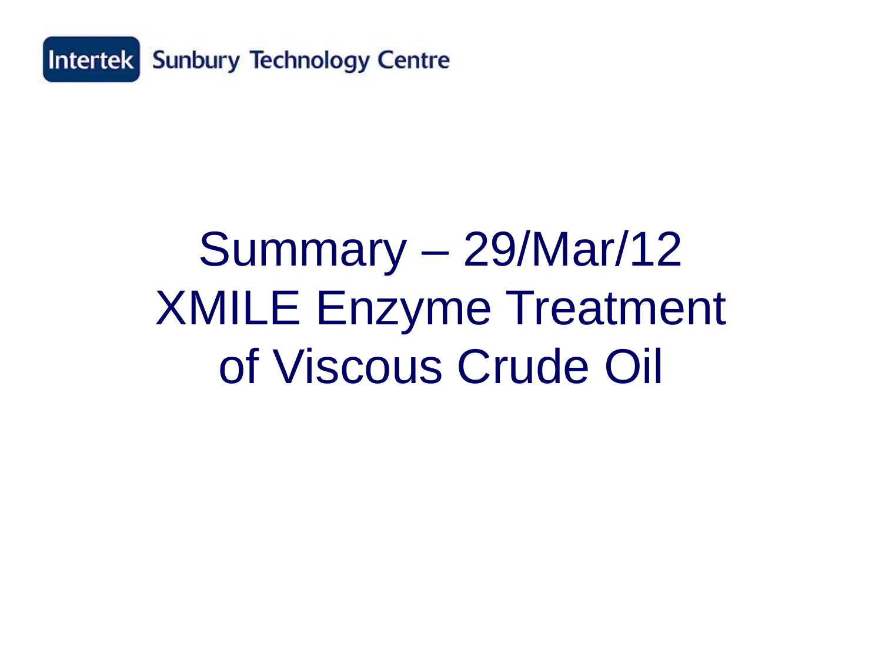Intertek Sunbury Technology Centre

# Summary – 29/Mar/12 XMILE Enzyme Treatment of Viscous Crude Oil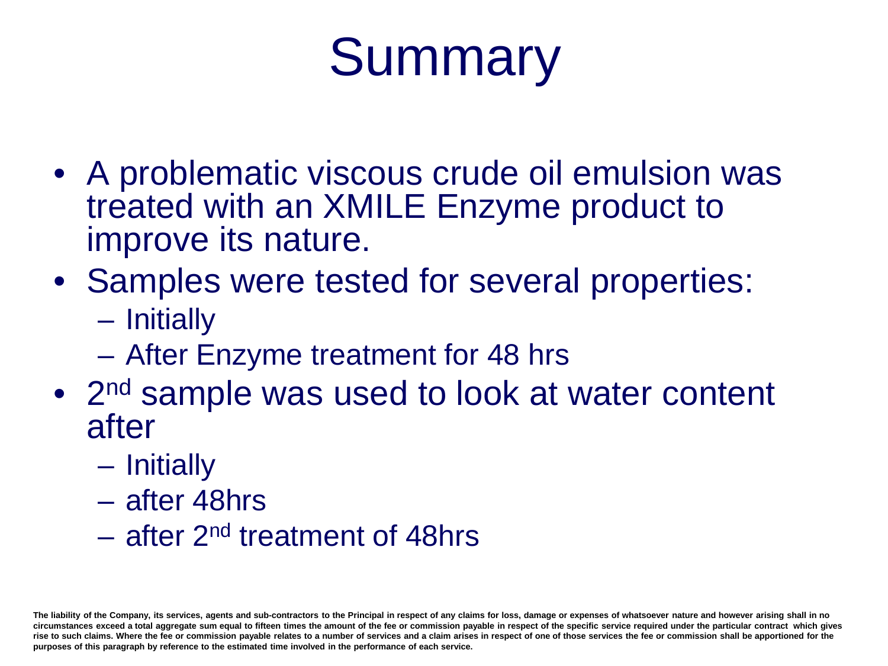# Summary

- A problematic viscous crude oil emulsion was treated with an XMILE Enzyme product to improve its nature.
- Samples were tested for several properties:
  - Initially
  - After Enzyme treatment for 48 hrs
- 2nd sample was used to look at water content after
  - Initially
  - after 48hrs
  - after 2nd treatment of 48hrs

**The liability of the Company, its services, agents and sub-contractors to the Principal in respect of any claims for loss, damage or expenses of whatsoever nature and however arising shall in no circumstances exceed a total aggregate sum equal to fifteen times the amount of the fee or commission payable in respect of the specific service required under the particular contract which gives rise to such claims. Where the fee or commission payable relates to a number of services and a claim arises in respect of one of those services the fee or commission shall be apportioned for the purposes of this paragraph by reference to the estimated time involved in the performance of each service.**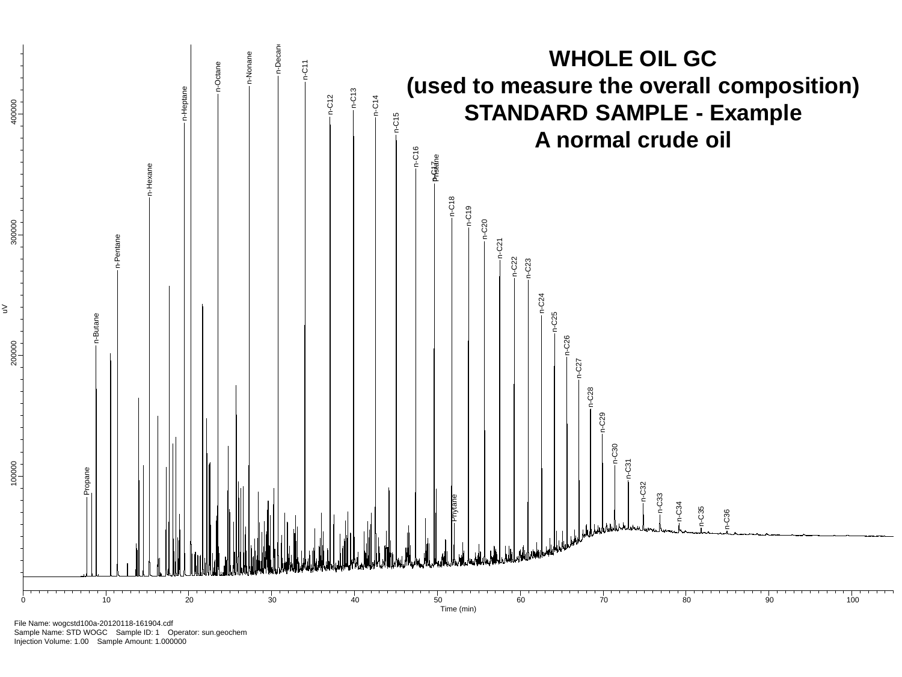# WHOLE OIL GC
## (used to measure the overall composition)
## STANDARD SAMPLE - Example
## A normal crude oil

Peak labels: Propane, n-Butane, n-Pentane, n-Hexane, n-Heptane, n-Octane, n-Nonane, n-Decane, n-C11, n-C12, n-C13, n-C14, n-C15, n-C16, n-C17, Pristane, n-C18, Phytane, n-C19, n-C20, n-C21, n-C22, n-C23, n-C24, n-C25, n-C26, n-C27, n-C28, n-C29, n-C30, n-C31, n-C32, n-C33, n-C34, n-C35, n-C36

Y-axis: uV (100000, 200000, 300000, 400000)

X-axis: Time (min) (0, 10, 20, 30, 40, 50, 60, 70, 80, 90, 100)

File Name: wogcstd100a-20120118-161904.cdf
Sample Name: STD WOGC Sample ID: 1 Operator: sun.geochem
Injection Volume: 1.00 Sample Amount: 1.000000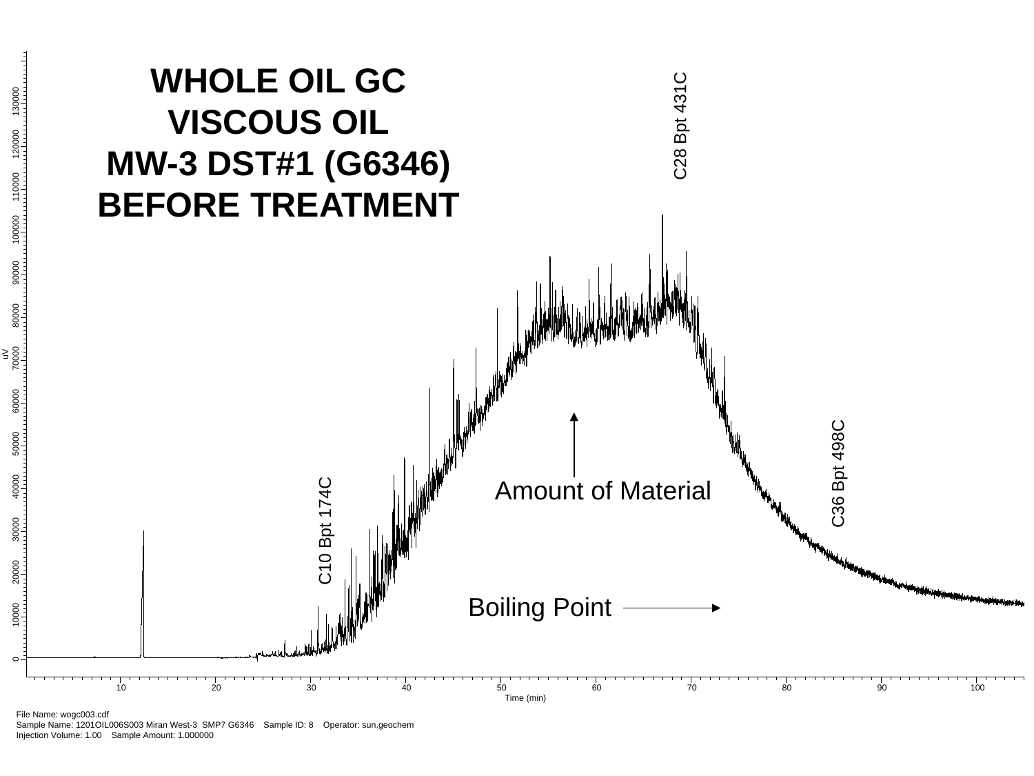# WHOLE OIL GC
# VISCOUS OIL
# MW-3 DST#1 (G6346)
# BEFORE TREATMENT

C10 Bpt 174C

C28 Bpt 431C

C36 Bpt 498C

Amount of Material

Boiling Point

uV

Time (min)

File Name: wogc003.cdf
Sample Name: 1201OIL006S003 Miran West-3 SMP7 G6346 Sample ID: 8 Operator: sun.geochem
Injection Volume: 1.00 Sample Amount: 1.000000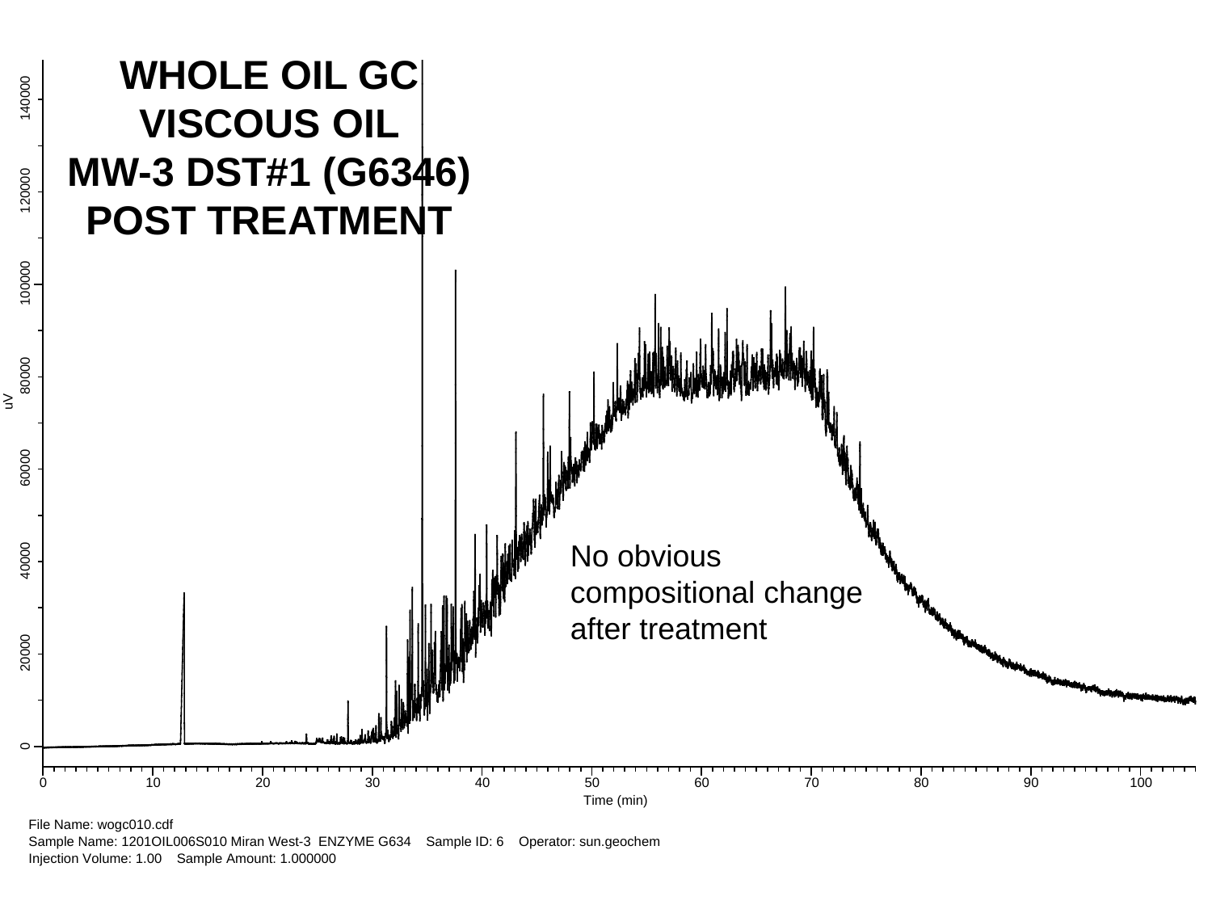# WHOLE OIL GC
# VISCOUS OIL
# MW-3 DST#1 (G6346)
# POST TREATMENT

No obvious compositional change after treatment

uV: 0, 20000, 40000, 60000, 80000, 100000, 120000, 140000

Time (min): 0, 10, 20, 30, 40, 50, 60, 70, 80, 90, 100

File Name: wogc010.cdf
Sample Name: 1201OIL006S010 Miran West-3 ENZYME G634 Sample ID: 6 Operator: sun.geochem
Injection Volume: 1.00 Sample Amount: 1.000000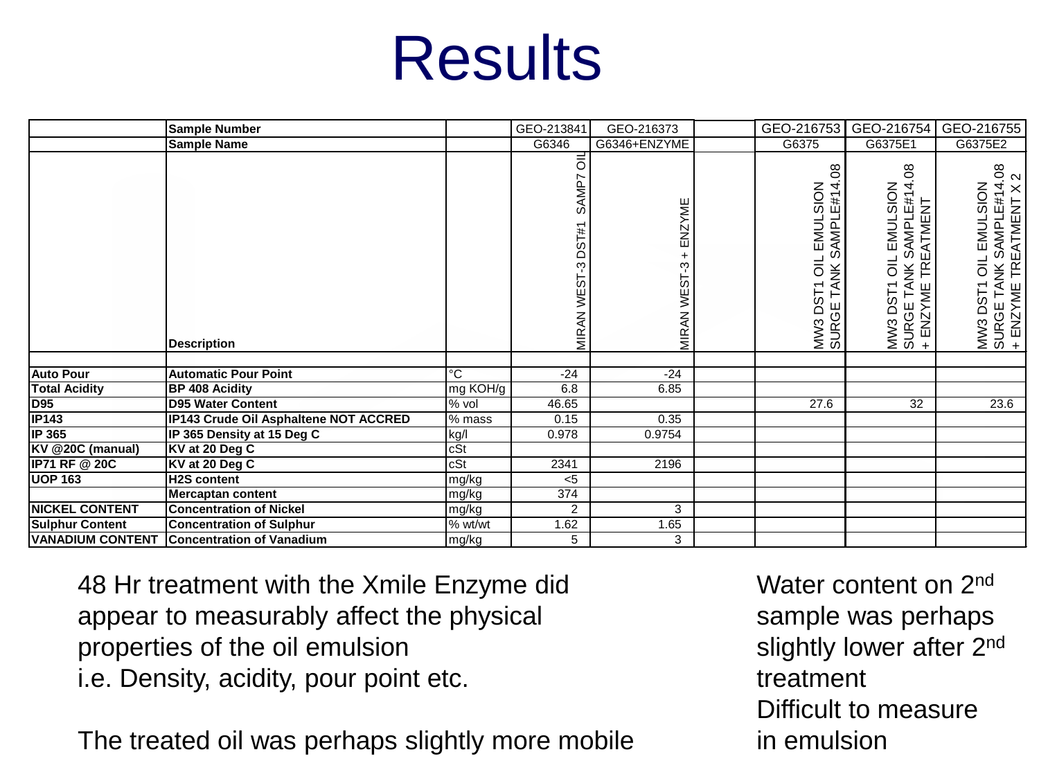# Results

| | Sample Number | | GEO-213841 | GEO-216373 | | GEO-216753 | GEO-216754 | GEO-216755 |
|---|---|---|---|---|---|---|---|---|
| | Sample Name | | G6346 | G6346+ENZYME | | G6375 | G6375E1 | G6375E2 |
| | Description | | MIRAN WEST-3 DST#1 SAMP7 OIL | MIRAN WEST-3 + ENZYME | | MW3 DST1 OIL EMULSION SURGE TANK SAMPLE#14.08 | MW3 DST1 OIL EMULSION SURGE TANK SAMPLE#14.08 + ENZYME TREATMENT | MW3 DST1 OIL EMULSION SURGE TANK SAMPLE#14.08 + ENZYME TREATMENT X 2 |
| | | | | | | | | |
| **Auto Pour** | **Automatic Pour Point** | °C | -24 | -24 | | | | |
| **Total Acidity** | **BP 408 Acidity** | mg KOH/g | 6.8 | 6.85 | | | | |
| **D95** | **D95 Water Content** | % vol | 46.65 | | | 27.6 | 32 | 23.6 |
| **IP143** | **IP143 Crude Oil Asphaltene NOT ACCRED** | % mass | 0.15 | 0.35 | | | | |
| **IP 365** | **IP 365 Density at 15 Deg C** | kg/l | 0.978 | 0.9754 | | | | |
| **KV @20C (manual)** | **KV at 20 Deg C** | cSt | | | | | | |
| **IP71 RF @ 20C** | **KV at 20 Deg C** | cSt | 2341 | 2196 | | | | |
| **UOP 163** | **H2S content** | mg/kg | <5 | | | | | |
| | **Mercaptan content** | mg/kg | 374 | | | | | |
| **NICKEL CONTENT** | **Concentration of Nickel** | mg/kg | 2 | 3 | | | | |
| **Sulphur Content** | **Concentration of Sulphur** | % wt/wt | 1.62 | 1.65 | | | | |
| **VANADIUM CONTENT** | **Concentration of Vanadium** | mg/kg | 5 | 3 | | | | |

48 Hr treatment with the Xmile Enzyme did appear to measurably affect the physical properties of the oil emulsion i.e. Density, acidity, pour point etc.

The treated oil was perhaps slightly more mobile

Water content on 2nd sample was perhaps slightly lower after 2nd treatment
Difficult to measure in emulsion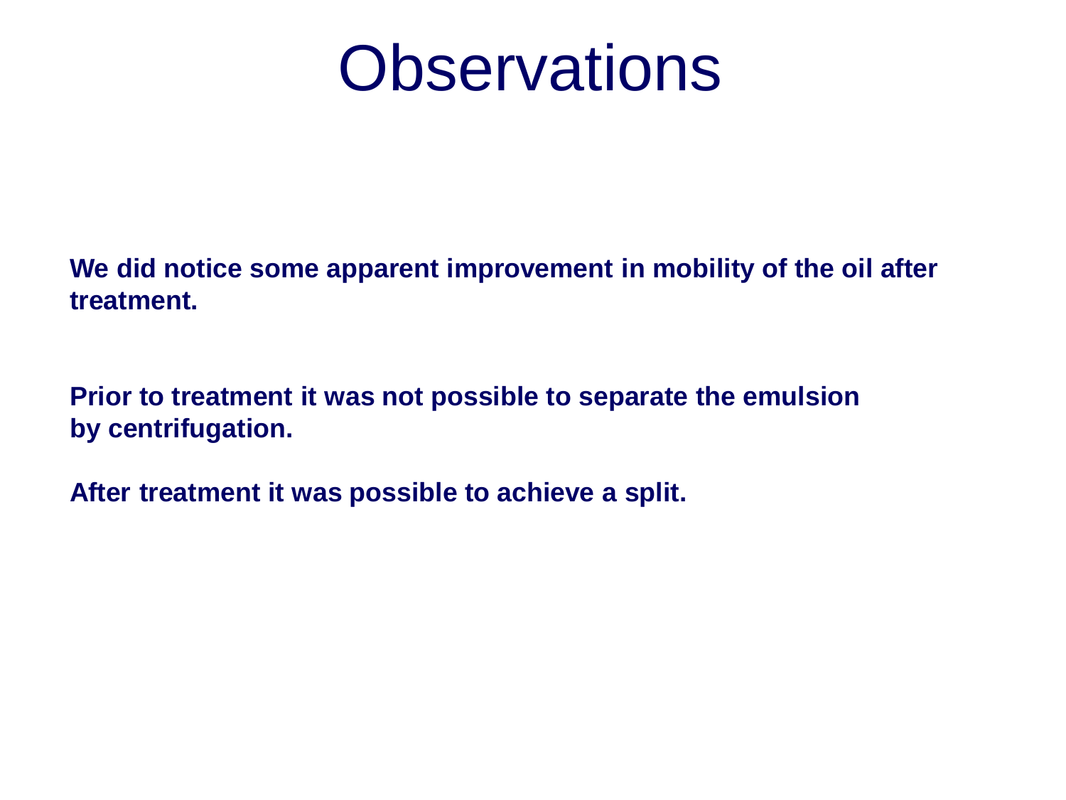# Observations

**We did notice some apparent improvement in mobility of the oil after treatment.**

**Prior to treatment it was not possible to separate the emulsion by centrifugation.**

**After treatment it was possible to achieve a split.**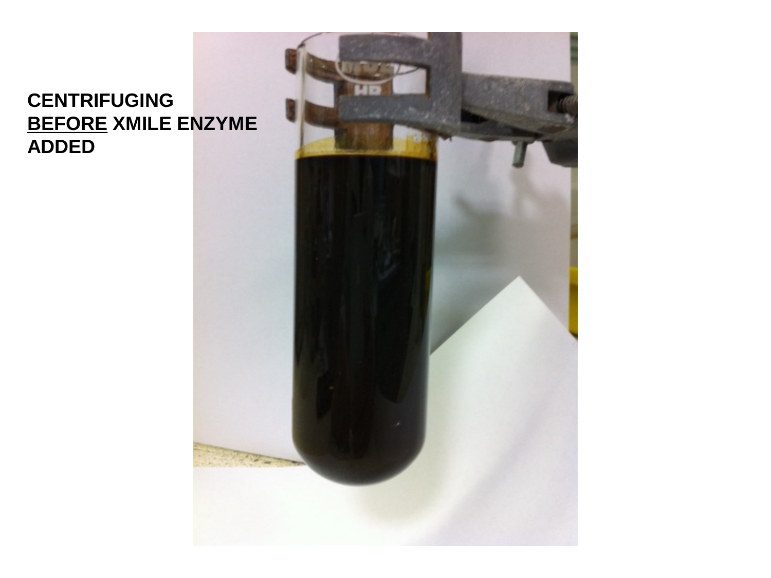**CENTRIFUGING**
**<u>BEFORE</u> XMILE ENZYME ADDED**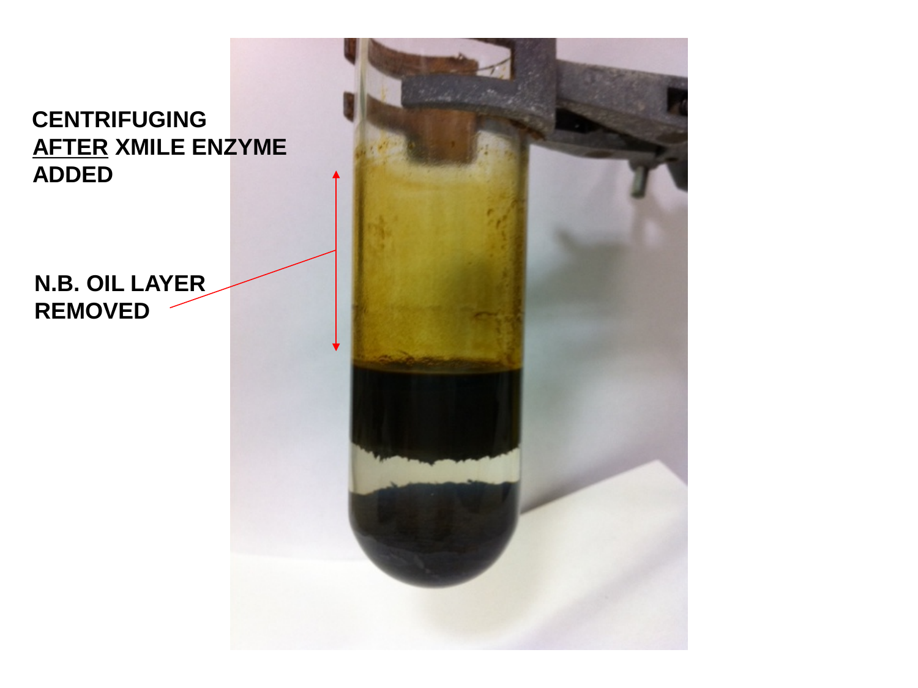CENTRIFUGING
AFTER XMILE ENZYME
ADDED

N.B. OIL LAYER
REMOVED